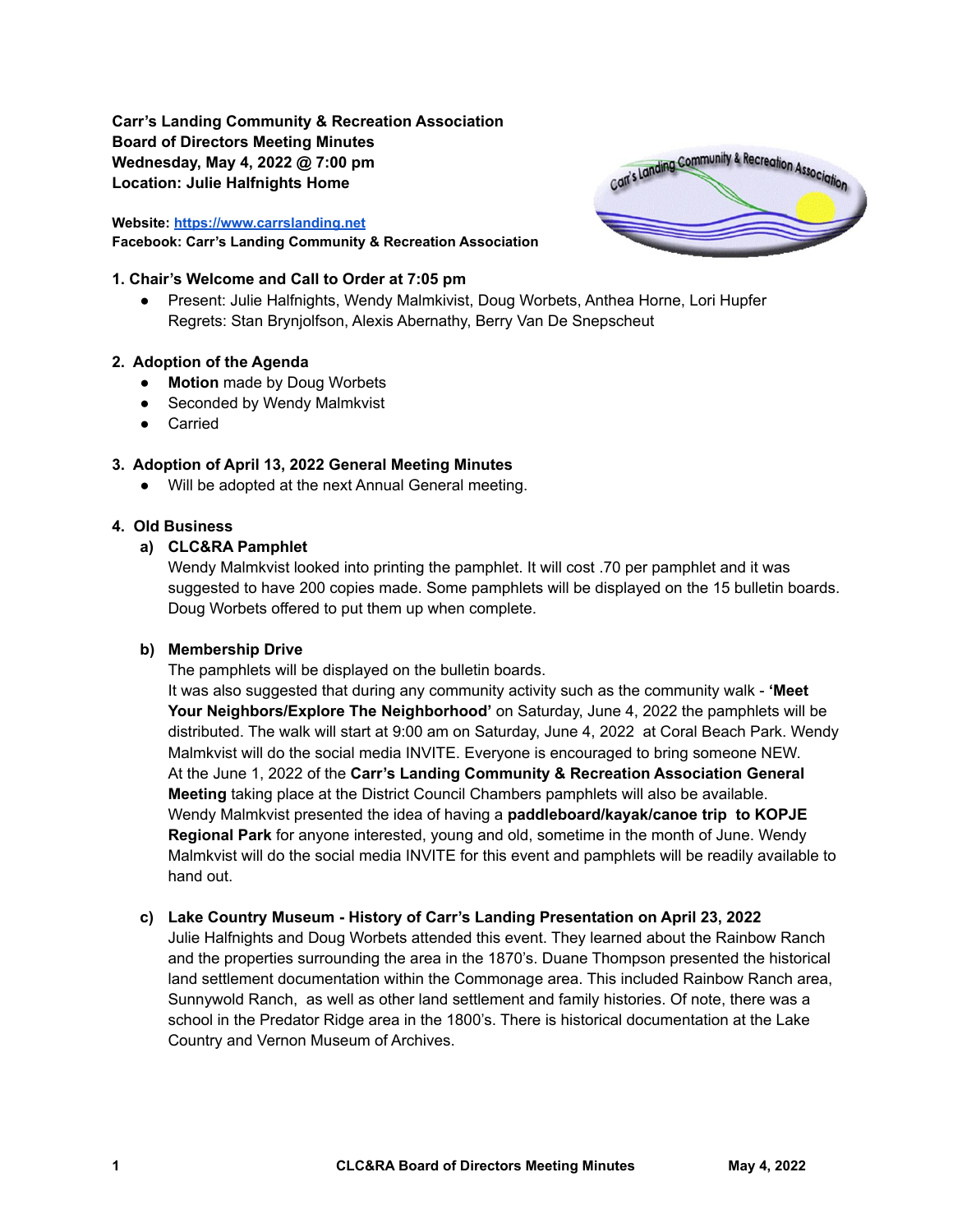**Carr's Landing Community & Recreation Association**
**Board of Directors Meeting Minutes**
**Wednesday, May 4, 2022 @ 7:00 pm**
**Location: Julie Halfnights Home**

**Website: [https://www.carrslanding.net](https://www.carrslanding.net)**
**Facebook: Carr's Landing Community & Recreation Association**

### 1. Chair's Welcome and Call to Order at 7:05 pm

- Present: Julie Halfnights, Wendy Malmkivist, Doug Worbets, Anthea Horne, Lori Hupfer
  Regrets: Stan Brynjolfson, Alexis Abernathy, Berry Van De Snepscheut

### 2. Adoption of the Agenda

- **Motion** made by Doug Worbets
- Seconded by Wendy Malmkvist
- Carried

### 3. Adoption of April 13, 2022 General Meeting Minutes

- Will be adopted at the next Annual General meeting.

### 4. Old Business

**a) CLC&RA Pamphlet**

Wendy Malmkvist looked into printing the pamphlet. It will cost .70 per pamphlet and it was suggested to have 200 copies made. Some pamphlets will be displayed on the 15 bulletin boards. Doug Worbets offered to put them up when complete.

**b) Membership Drive**

The pamphlets will be displayed on the bulletin boards.
It was also suggested that during any community activity such as the community walk - **'Meet Your Neighbors/Explore The Neighborhood'** on Saturday, June 4, 2022 the pamphlets will be distributed. The walk will start at 9:00 am on Saturday, June 4, 2022 at Coral Beach Park. Wendy Malmkvist will do the social media INVITE. Everyone is encouraged to bring someone NEW.
At the June 1, 2022 of the **Carr's Landing Community & Recreation Association General Meeting** taking place at the District Council Chambers pamphlets will also be available.
Wendy Malmkvist presented the idea of having a **paddleboard/kayak/canoe trip to KOPJE Regional Park** for anyone interested, young and old, sometime in the month of June. Wendy Malmkvist will do the social media INVITE for this event and pamphlets will be readily available to hand out.

**c) Lake Country Museum - History of Carr's Landing Presentation on April 23, 2022**

Julie Halfnights and Doug Worbets attended this event. They learned about the Rainbow Ranch and the properties surrounding the area in the 1870's. Duane Thompson presented the historical land settlement documentation within the Commonage area. This included Rainbow Ranch area, Sunnywold Ranch, as well as other land settlement and family histories. Of note, there was a school in the Predator Ridge area in the 1800's. There is historical documentation at the Lake Country and Vernon Museum of Archives.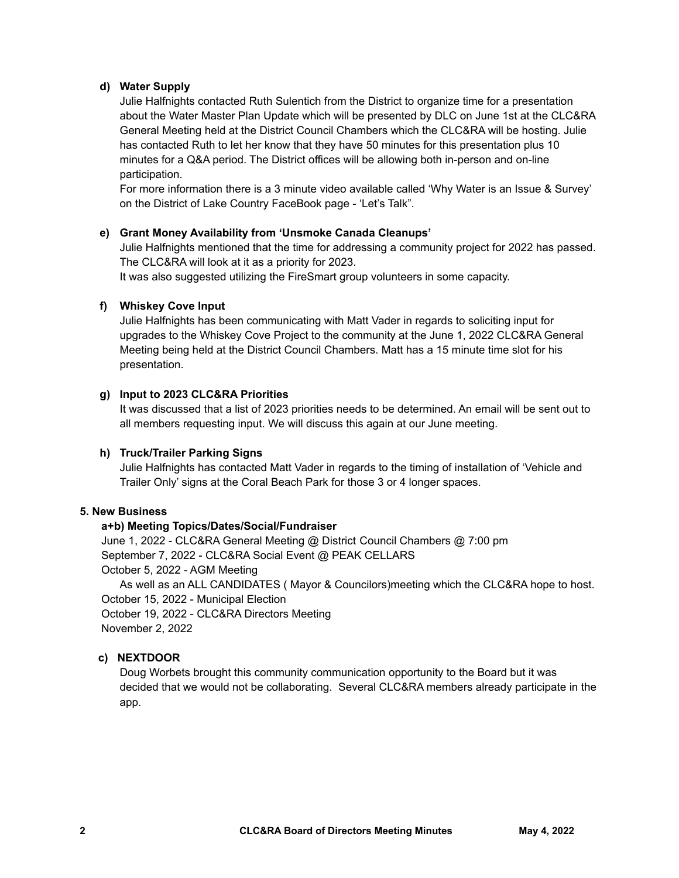**d) Water Supply**

Julie Halfnights contacted Ruth Sulentich from the District to organize time for a presentation about the Water Master Plan Update which will be presented by DLC on June 1st at the CLC&RA General Meeting held at the District Council Chambers which the CLC&RA will be hosting. Julie has contacted Ruth to let her know that they have 50 minutes for this presentation plus 10 minutes for a Q&A period. The District offices will be allowing both in-person and on-line participation.

For more information there is a 3 minute video available called 'Why Water is an Issue & Survey' on the District of Lake Country FaceBook page - 'Let's Talk".

**e) Grant Money Availability from 'Unsmoke Canada Cleanups'**

Julie Halfnights mentioned that the time for addressing a community project for 2022 has passed. The CLC&RA will look at it as a priority for 2023.

It was also suggested utilizing the FireSmart group volunteers in some capacity.

**f) Whiskey Cove Input**

Julie Halfnights has been communicating with Matt Vader in regards to soliciting input for upgrades to the Whiskey Cove Project to the community at the June 1, 2022 CLC&RA General Meeting being held at the District Council Chambers. Matt has a 15 minute time slot for his presentation.

**g) Input to 2023 CLC&RA Priorities**

It was discussed that a list of 2023 priorities needs to be determined. An email will be sent out to all members requesting input. We will discuss this again at our June meeting.

**h) Truck/Trailer Parking Signs**

Julie Halfnights has contacted Matt Vader in regards to the timing of installation of 'Vehicle and Trailer Only' signs at the Coral Beach Park for those 3 or 4 longer spaces.

**5. New Business**

**a+b) Meeting Topics/Dates/Social/Fundraiser**

June 1, 2022 - CLC&RA General Meeting @ District Council Chambers @ 7:00 pm
September 7, 2022 - CLC&RA Social Event @ PEAK CELLARS
October 5, 2022 - AGM Meeting
As well as an ALL CANDIDATES ( Mayor & Councilors)meeting which the CLC&RA hope to host.
October 15, 2022 - Municipal Election
October 19, 2022 - CLC&RA Directors Meeting
November 2, 2022

**c) NEXTDOOR**

Doug Worbets brought this community communication opportunity to the Board but it was decided that we would not be collaborating. Several CLC&RA members already participate in the app.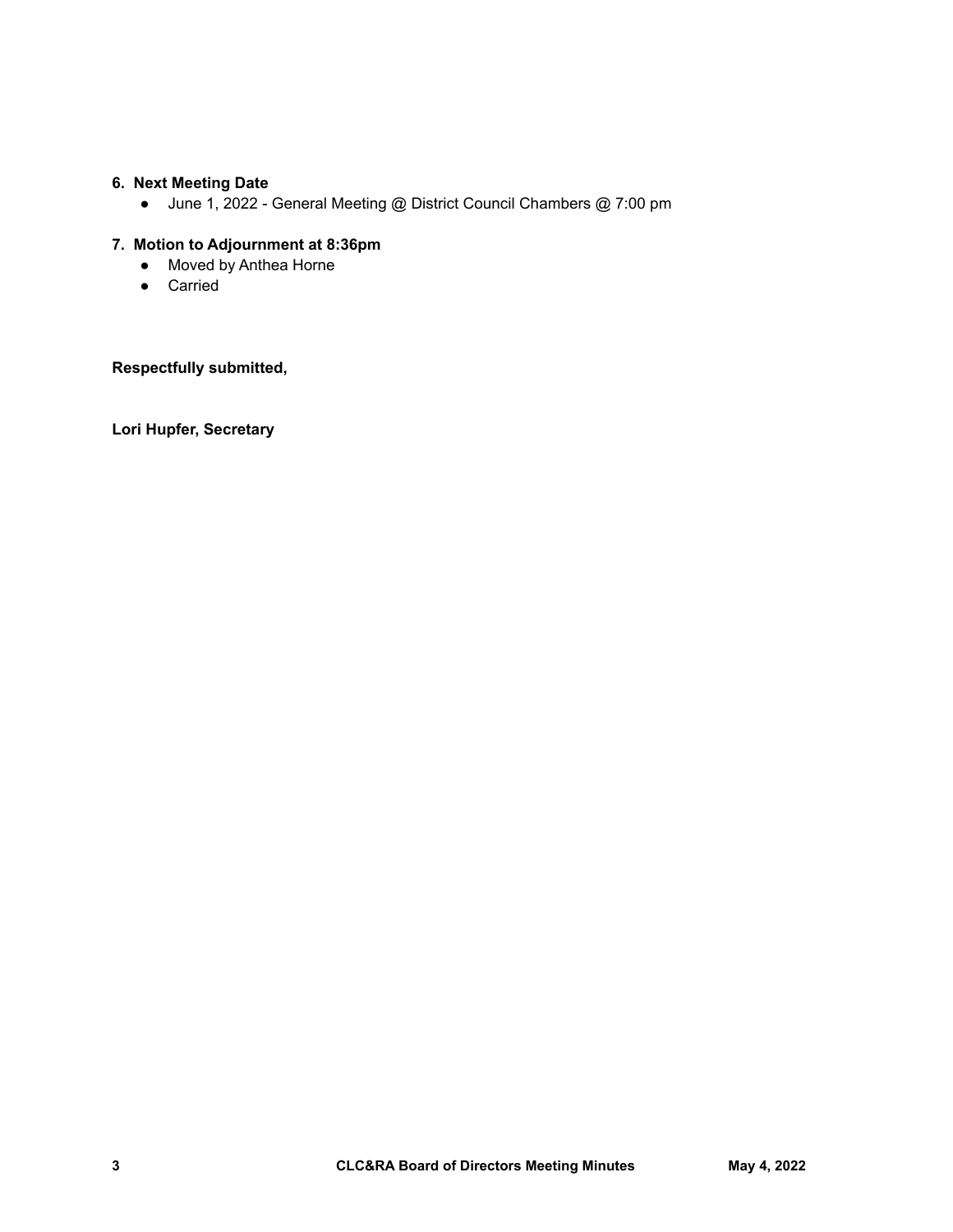6. **Next Meeting Date**
    - June 1, 2022 - General Meeting @ District Council Chambers @ 7:00 pm

7. **Motion to Adjournment at 8:36pm**
    - Moved by Anthea Horne
    - Carried

**Respectfully submitted,**

**Lori Hupfer, Secretary**